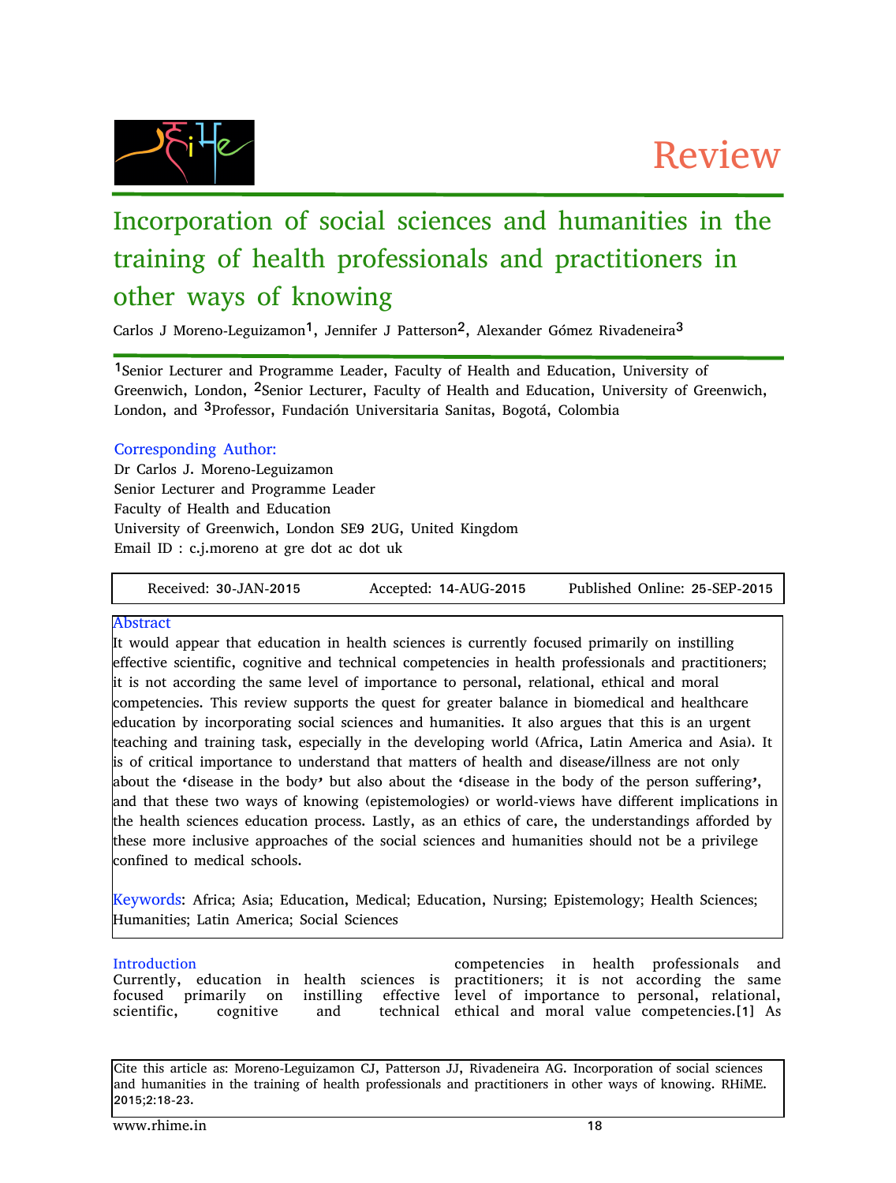Review

# Incorporation of social sciences and humanities in the training of health professionals and practitioners in other ways of knowing

Carlos J Moreno-Leguizamon[1], Jennifer J Patterson[2], Alexander Gómez Rivadeneira[3]

[1]Senior Lecturer and Programme Leader, Faculty of Health and Education, University of Greenwich, London, [2]Senior Lecturer, Faculty of Health and Education, University of Greenwich, London, and [3]Professor, Fundación Universitaria Sanitas, Bogotá, Colombia

**Corresponding Author:**
Dr Carlos J. Moreno-Leguizamon
Senior Lecturer and Programme Leader
Faculty of Health and Education
University of Greenwich, London SE9 2UG, United Kingdom
Email ID : c.j.moreno at gre dot ac dot uk

Received: 30-JAN-2015 | Accepted: 14-AUG-2015 | Published Online: 25-SEP-2015

## Abstract

It would appear that education in health sciences is currently focused primarily on instilling effective scientific, cognitive and technical competencies in health professionals and practitioners; it is not according the same level of importance to personal, relational, ethical and moral competencies. This review supports the quest for greater balance in biomedical and healthcare education by incorporating social sciences and humanities. It also argues that this is an urgent teaching and training task, especially in the developing world (Africa, Latin America and Asia). It is of critical importance to understand that matters of health and disease/illness are not only about the 'disease in the body' but also about the 'disease in the body of the person suffering', and that these two ways of knowing (epistemologies) or world-views have different implications in the health sciences education process. Lastly, as an ethics of care, the understandings afforded by these more inclusive approaches of the social sciences and humanities should not be a privilege confined to medical schools.

**Keywords:** Africa; Asia; Education, Medical; Education, Nursing; Epistemology; Health Sciences; Humanities; Latin America; Social Sciences

## Introduction

Currently, education in health sciences is focused primarily on instilling effective scientific, cognitive and technical competencies in health professionals and practitioners; it is not according the same level of importance to personal, relational, ethical and moral value competencies.[1] As

Cite this article as: Moreno-Leguizamon CJ, Patterson JJ, Rivadeneira AG. Incorporation of social sciences and humanities in the training of health professionals and practitioners in other ways of knowing. RHiME. 2015;2:18-23.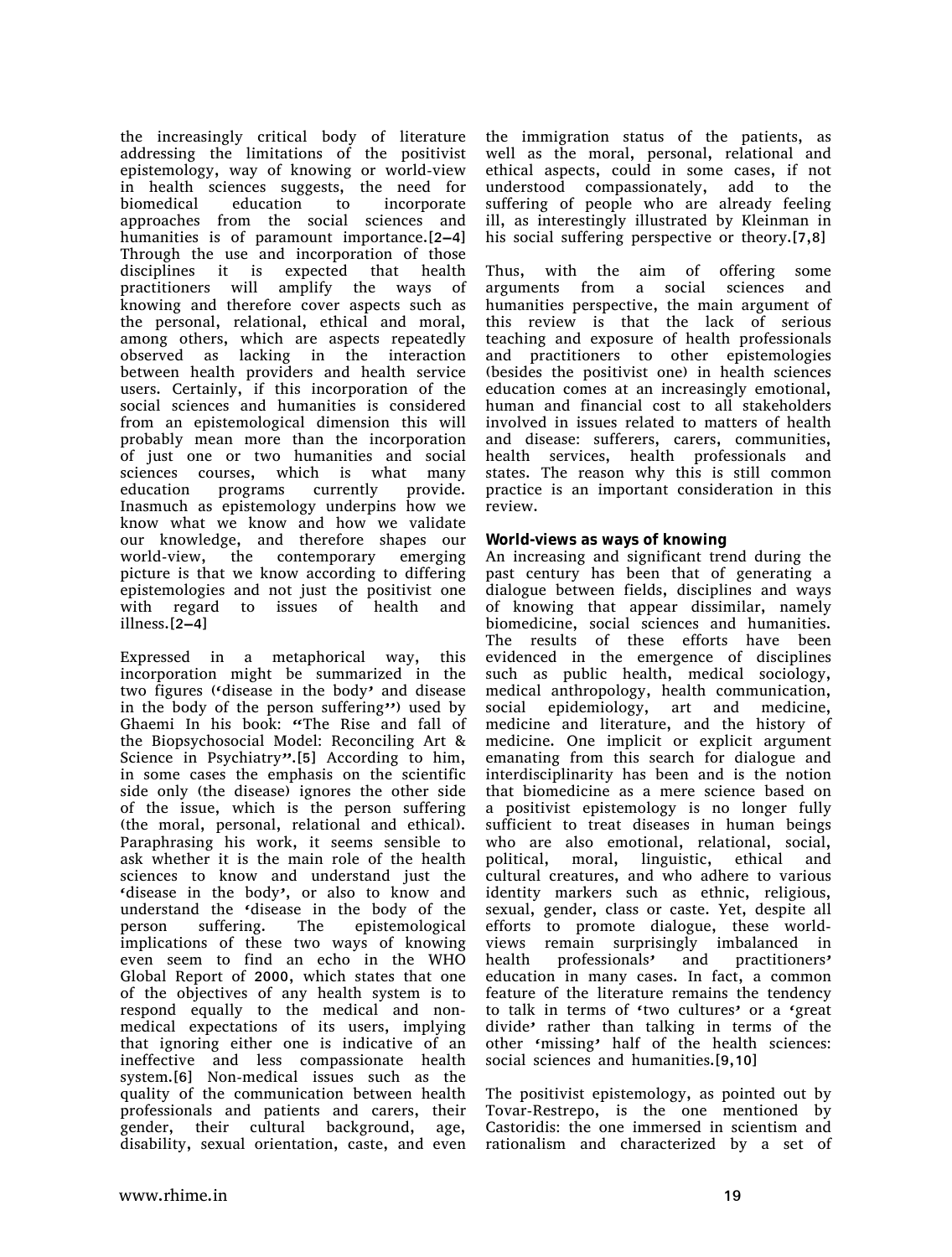the increasingly critical body of literature addressing the limitations of the positivist epistemology, way of knowing or world-view in health sciences suggests, the need for biomedical education to incorporate approaches from the social sciences and humanities is of paramount importance.[2–4] Through the use and incorporation of those disciplines it is expected that health practitioners will amplify the ways of knowing and therefore cover aspects such as the personal, relational, ethical and moral, among others, which are aspects repeatedly observed as lacking in the interaction between health providers and health service users. Certainly, if this incorporation of the social sciences and humanities is considered from an epistemological dimension this will probably mean more than the incorporation of just one or two humanities and social sciences courses, which is what many education programs currently provide. Inasmuch as epistemology underpins how we know what we know and how we validate our knowledge, and therefore shapes our world-view, the contemporary emerging picture is that we know according to differing epistemologies and not just the positivist one with regard to issues of health and illness.[2–4]

Expressed in a metaphorical way, this incorporation might be summarized in the two figures ('disease in the body' and disease in the body of the person suffering'') used by Ghaemi In his book: "The Rise and fall of the Biopsychosocial Model: Reconciling Art & Science in Psychiatry".[5] According to him, in some cases the emphasis on the scientific side only (the disease) ignores the other side of the issue, which is the person suffering (the moral, personal, relational and ethical). Paraphrasing his work, it seems sensible to ask whether it is the main role of the health sciences to know and understand just the 'disease in the body', or also to know and understand the 'disease in the body of the person suffering. The epistemological implications of these two ways of knowing even seem to find an echo in the WHO Global Report of 2000, which states that one of the objectives of any health system is to respond equally to the medical and non-medical expectations of its users, implying that ignoring either one is indicative of an ineffective and less compassionate health system.[6] Non-medical issues such as the quality of the communication between health professionals and patients and carers, their gender, their cultural background, age, disability, sexual orientation, caste, and even the immigration status of the patients, as well as the moral, personal, relational and ethical aspects, could in some cases, if not understood compassionately, add to the suffering of people who are already feeling ill, as interestingly illustrated by Kleinman in his social suffering perspective or theory.[7,8]

Thus, with the aim of offering some arguments from a social sciences and humanities perspective, the main argument of this review is that the lack of serious teaching and exposure of health professionals and practitioners to other epistemologies (besides the positivist one) in health sciences education comes at an increasingly emotional, human and financial cost to all stakeholders involved in issues related to matters of health and disease: sufferers, carers, communities, health services, health professionals and states. The reason why this is still common practice is an important consideration in this review.

### World-views as ways of knowing

An increasing and significant trend during the past century has been that of generating a dialogue between fields, disciplines and ways of knowing that appear dissimilar, namely biomedicine, social sciences and humanities. The results of these efforts have been evidenced in the emergence of disciplines such as public health, medical sociology, medical anthropology, health communication, social epidemiology, art and medicine, medicine and literature, and the history of medicine. One implicit or explicit argument emanating from this search for dialogue and interdisciplinarity has been and is the notion that biomedicine as a mere science based on a positivist epistemology is no longer fully sufficient to treat diseases in human beings who are also emotional, relational, social, political, moral, linguistic, ethical and cultural creatures, and who adhere to various identity markers such as ethnic, religious, sexual, gender, class or caste. Yet, despite all efforts to promote dialogue, these world-views remain surprisingly imbalanced in health professionals' and practitioners' education in many cases. In fact, a common feature of the literature remains the tendency to talk in terms of 'two cultures' or a 'great divide' rather than talking in terms of the other 'missing' half of the health sciences: social sciences and humanities.[9,10]

The positivist epistemology, as pointed out by Tovar-Restrepo, is the one mentioned by Castoridis: the one immersed in scientism and rationalism and characterized by a set of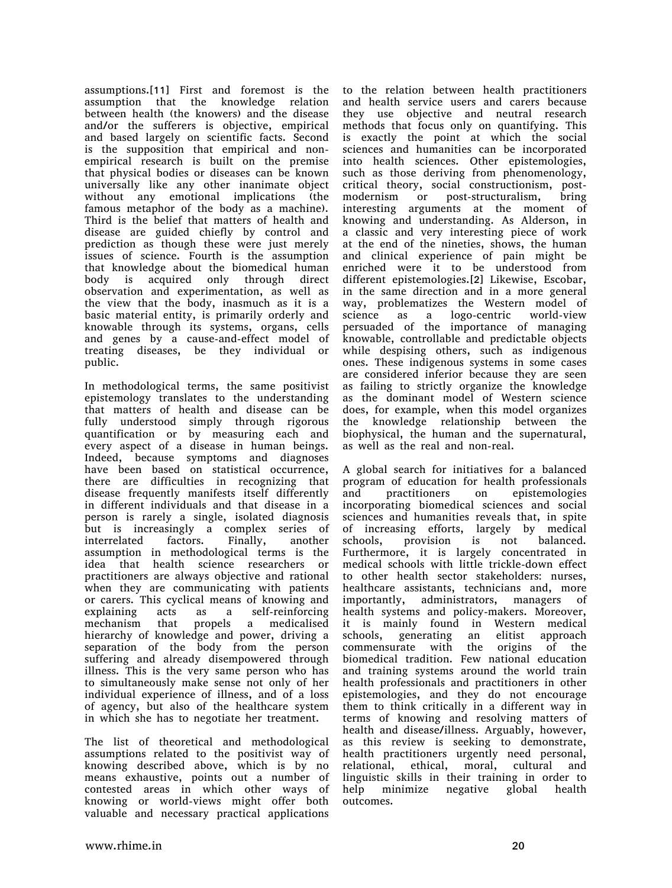assumptions.[11] First and foremost is the assumption that the knowledge relation between health (the knowers) and the disease and/or the sufferers is objective, empirical and based largely on scientific facts. Second is the supposition that empirical and non-empirical research is built on the premise that physical bodies or diseases can be known universally like any other inanimate object without any emotional implications (the famous metaphor of the body as a machine). Third is the belief that matters of health and disease are guided chiefly by control and prediction as though these were just merely issues of science. Fourth is the assumption that knowledge about the biomedical human body is acquired only through direct observation and experimentation, as well as the view that the body, inasmuch as it is a basic material entity, is primarily orderly and knowable through its systems, organs, cells and genes by a cause-and-effect model of treating diseases, be they individual or public.

In methodological terms, the same positivist epistemology translates to the understanding that matters of health and disease can be fully understood simply through rigorous quantification or by measuring each and every aspect of a disease in human beings. Indeed, because symptoms and diagnoses have been based on statistical occurrence, there are difficulties in recognizing that disease frequently manifests itself differently in different individuals and that disease in a person is rarely a single, isolated diagnosis but is increasingly a complex series of interrelated factors. Finally, another assumption in methodological terms is the idea that health science researchers or practitioners are always objective and rational when they are communicating with patients or carers. This cyclical means of knowing and explaining acts as a self-reinforcing mechanism that propels a medicalised hierarchy of knowledge and power, driving a separation of the body from the person suffering and already disempowered through illness. This is the very same person who has to simultaneously make sense not only of her individual experience of illness, and of a loss of agency, but also of the healthcare system in which she has to negotiate her treatment.

The list of theoretical and methodological assumptions related to the positivist way of knowing described above, which is by no means exhaustive, points out a number of contested areas in which other ways of knowing or world-views might offer both valuable and necessary practical applications to the relation between health practitioners and health service users and carers because they use objective and neutral research methods that focus only on quantifying. This is exactly the point at which the social sciences and humanities can be incorporated into health sciences. Other epistemologies, such as those deriving from phenomenology, critical theory, social constructionism, post-modernism or post-structuralism, bring interesting arguments at the moment of knowing and understanding. As Alderson, in a classic and very interesting piece of work at the end of the nineties, shows, the human and clinical experience of pain might be enriched were it to be understood from different epistemologies.[2] Likewise, Escobar, in the same direction and in a more general way, problematizes the Western model of science as a logo-centric world-view persuaded of the importance of managing knowable, controllable and predictable objects while despising others, such as indigenous ones. These indigenous systems in some cases are considered inferior because they are seen as failing to strictly organize the knowledge as the dominant model of Western science does, for example, when this model organizes the knowledge relationship between the biophysical, the human and the supernatural, as well as the real and non-real.

A global search for initiatives for a balanced program of education for health professionals and practitioners on epistemologies incorporating biomedical sciences and social sciences and humanities reveals that, in spite of increasing efforts, largely by medical schools, provision is not balanced. Furthermore, it is largely concentrated in medical schools with little trickle-down effect to other health sector stakeholders: nurses, healthcare assistants, technicians and, more importantly, administrators, managers of health systems and policy-makers. Moreover, it is mainly found in Western medical schools, generating an elitist approach commensurate with the origins of the biomedical tradition. Few national education and training systems around the world train health professionals and practitioners in other epistemologies, and they do not encourage them to think critically in a different way in terms of knowing and resolving matters of health and disease/illness. Arguably, however, as this review is seeking to demonstrate, health practitioners urgently need personal, relational, ethical, moral, cultural and linguistic skills in their training in order to help minimize negative global health outcomes.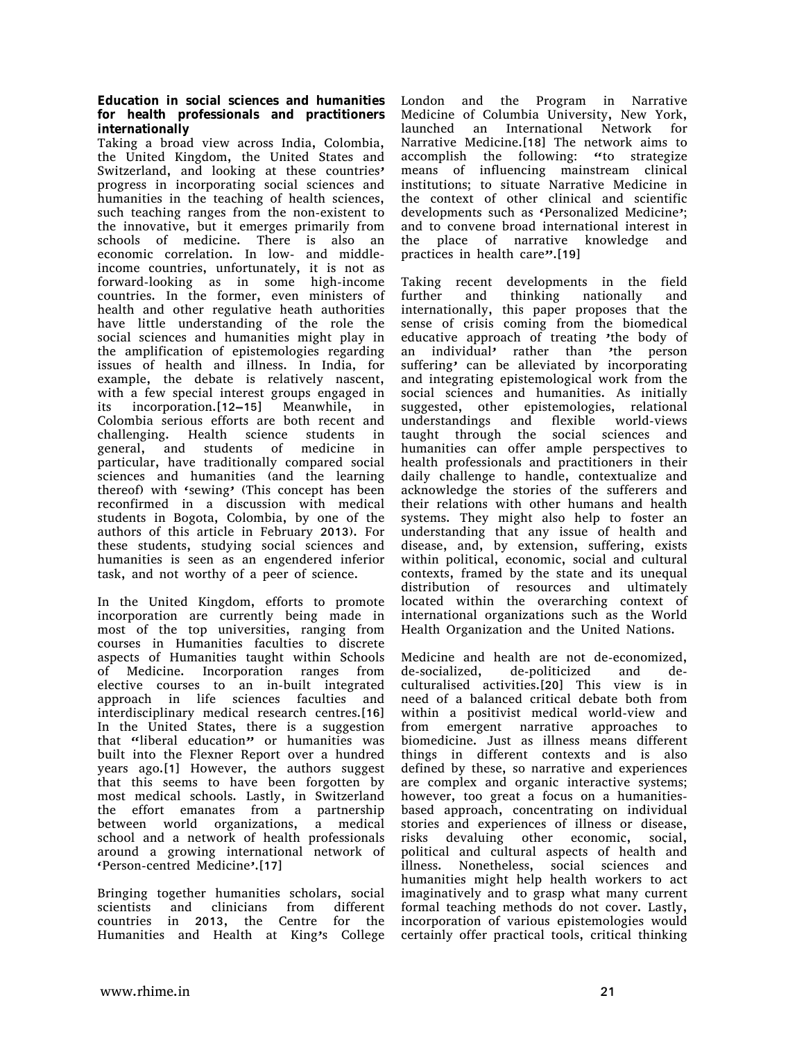### Education in social sciences and humanities for health professionals and practitioners internationally

Taking a broad view across India, Colombia, the United Kingdom, the United States and Switzerland, and looking at these countries' progress in incorporating social sciences and humanities in the teaching of health sciences, such teaching ranges from the non-existent to the innovative, but it emerges primarily from schools of medicine. There is also an economic correlation. In low- and middle-income countries, unfortunately, it is not as forward-looking as in some high-income countries. In the former, even ministers of health and other regulative heath authorities have little understanding of the role the social sciences and humanities might play in the amplification of epistemologies regarding issues of health and illness. In India, for example, the debate is relatively nascent, with a few special interest groups engaged in its incorporation.[12–15] Meanwhile, in Colombia serious efforts are both recent and challenging. Health science students in general, and students of medicine in particular, have traditionally compared social sciences and humanities (and the learning thereof) with 'sewing' (This concept has been reconfirmed in a discussion with medical students in Bogota, Colombia, by one of the authors of this article in February 2013). For these students, studying social sciences and humanities is seen as an engendered inferior task, and not worthy of a peer of science.

In the United Kingdom, efforts to promote incorporation are currently being made in most of the top universities, ranging from courses in Humanities faculties to discrete aspects of Humanities taught within Schools of Medicine. Incorporation ranges from elective courses to an in-built integrated approach in life sciences faculties and interdisciplinary medical research centres.[16] In the United States, there is a suggestion that "liberal education" or humanities was built into the Flexner Report over a hundred years ago.[1] However, the authors suggest that this seems to have been forgotten by most medical schools. Lastly, in Switzerland the effort emanates from a partnership between world organizations, a medical school and a network of health professionals around a growing international network of 'Person-centred Medicine'.[17]

Bringing together humanities scholars, social scientists and clinicians from different countries in 2013, the Centre for the Humanities and Health at King's College London and the Program in Narrative Medicine of Columbia University, New York, launched an International Network for Narrative Medicine.[18] The network aims to accomplish the following: "to strategize means of influencing mainstream clinical institutions; to situate Narrative Medicine in the context of other clinical and scientific developments such as 'Personalized Medicine'; and to convene broad international interest in the place of narrative knowledge and practices in health care".[19]

Taking recent developments in the field further and thinking nationally and internationally, this paper proposes that the sense of crisis coming from the biomedical educative approach of treating 'the body of an individual' rather than 'the person suffering' can be alleviated by incorporating and integrating epistemological work from the social sciences and humanities. As initially suggested, other epistemologies, relational understandings and flexible world-views taught through the social sciences and humanities can offer ample perspectives to health professionals and practitioners in their daily challenge to handle, contextualize and acknowledge the stories of the sufferers and their relations with other humans and health systems. They might also help to foster an understanding that any issue of health and disease, and, by extension, suffering, exists within political, economic, social and cultural contexts, framed by the state and its unequal distribution of resources and ultimately located within the overarching context of international organizations such as the World Health Organization and the United Nations.

Medicine and health are not de-economized, de-socialized, de-politicized and de-culturalised activities.[20] This view is in need of a balanced critical debate both from within a positivist medical world-view and from emergent narrative approaches to biomedicine. Just as illness means different things in different contexts and is also defined by these, so narrative and experiences are complex and organic interactive systems; however, too great a focus on a humanities-based approach, concentrating on individual stories and experiences of illness or disease, risks devaluing other economic, social, political and cultural aspects of health and illness. Nonetheless, social sciences and humanities might help health workers to act imaginatively and to grasp what many current formal teaching methods do not cover. Lastly, incorporation of various epistemologies would certainly offer practical tools, critical thinking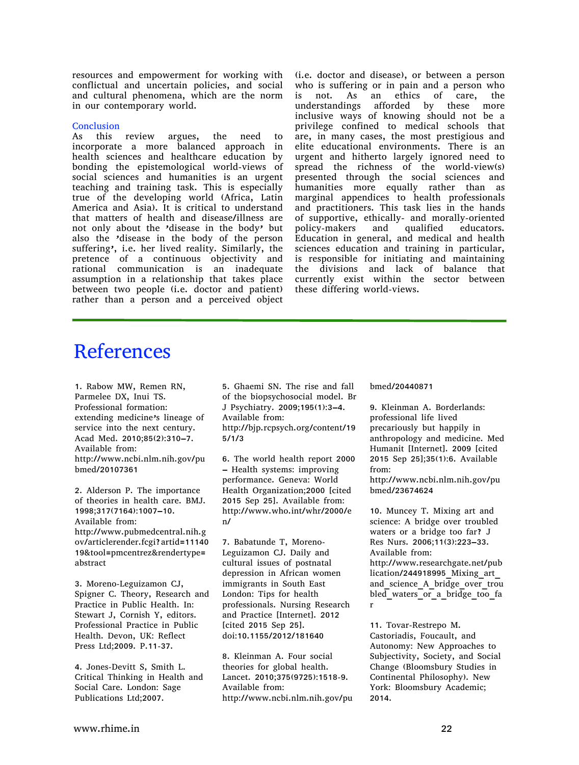resources and empowerment for working with conflictual and uncertain policies, and social and cultural phenomena, which are the norm in our contemporary world.

## Conclusion

As this review argues, the need to incorporate a more balanced approach in health sciences and healthcare education by bonding the epistemological world-views of social sciences and humanities is an urgent teaching and training task. This is especially true of the developing world (Africa, Latin America and Asia). It is critical to understand that matters of health and disease/illness are not only about the 'disease in the body' but also the 'disease in the body of the person suffering', i.e. her lived reality. Similarly, the pretence of a continuous objectivity and rational communication is an inadequate assumption in a relationship that takes place between two people (i.e. doctor and patient) rather than a person and a perceived object (i.e. doctor and disease), or between a person who is suffering or in pain and a person who is not. As an ethics of care, the understandings afforded by these more inclusive ways of knowing should not be a privilege confined to medical schools that are, in many cases, the most prestigious and elite educational environments. There is an urgent and hitherto largely ignored need to spread the richness of the world-view(s) presented through the social sciences and humanities more equally rather than as marginal appendices to health professionals and practitioners. This task lies in the hands of supportive, ethically- and morally-oriented policy-makers and qualified educators. Education in general, and medical and health sciences education and training in particular, is responsible for initiating and maintaining the divisions and lack of balance that currently exist within the sector between these differing world-views.

# References

1. Rabow MW, Remen RN, Parmelee DX, Inui TS. Professional formation: extending medicine's lineage of service into the next century. Acad Med. 2010;85(2):310–7. Available from: http://www.ncbi.nlm.nih.gov/pubmed/20107361

2. Alderson P. The importance of theories in health care. BMJ. 1998;317(7164):1007–10. Available from: http://www.pubmedcentral.nih.gov/articlerender.fcgi?artid=1114019&tool=pmcentrez&rendertype=abstract

3. Moreno-Leguizamon CJ, Spigner C. Theory, Research and Practice in Public Health. In: Stewart J, Cornish Y, editors. Professional Practice in Public Health. Devon, UK: Reflect Press Ltd;2009. P.11-37.

4. Jones-Devitt S, Smith L. Critical Thinking in Health and Social Care. London: Sage Publications Ltd;2007.

5. Ghaemi SN. The rise and fall of the biopsychosocial model. Br J Psychiatry. 2009;195(1):3–4. Available from: http://bjp.rcpsych.org/content/195/1/3

6. The world health report 2000 – Health systems: improving performance. Geneva: World Health Organization;2000 [cited 2015 Sep 25]. Available from: http://www.who.int/whr/2000/en/

7. Babatunde T, Moreno-Leguizamon CJ. Daily and cultural issues of postnatal depression in African women immigrants in South East London: Tips for health professionals. Nursing Research and Practice [Internet]. 2012 [cited 2015 Sep 25]. doi:10.1155/2012/181640

8. Kleinman A. Four social theories for global health. Lancet. 2010;375(9725):1518-9. Available from: http://www.ncbi.nlm.nih.gov/pubmed/20440871

9. Kleinman A. Borderlands: professional life lived precariously but happily in anthropology and medicine. Med Humanit [Internet]. 2009 [cited 2015 Sep 25];35(1):6. Available from: http://www.ncbi.nlm.nih.gov/pubmed/23674624

10. Muncey T. Mixing art and science: A bridge over troubled waters or a bridge too far? J Res Nurs. 2006;11(3):223–33. Available from: http://www.researchgate.net/publication/244918995_Mixing_art_and_science_A_bridge_over_troubled_waters_or_a_bridge_too_far

11. Tovar-Restrepo M. Castoriadis, Foucault, and Autonomy: New Approaches to Subjectivity, Society, and Social Change (Bloomsbury Studies in Continental Philosophy). New York: Bloomsbury Academic; 2014.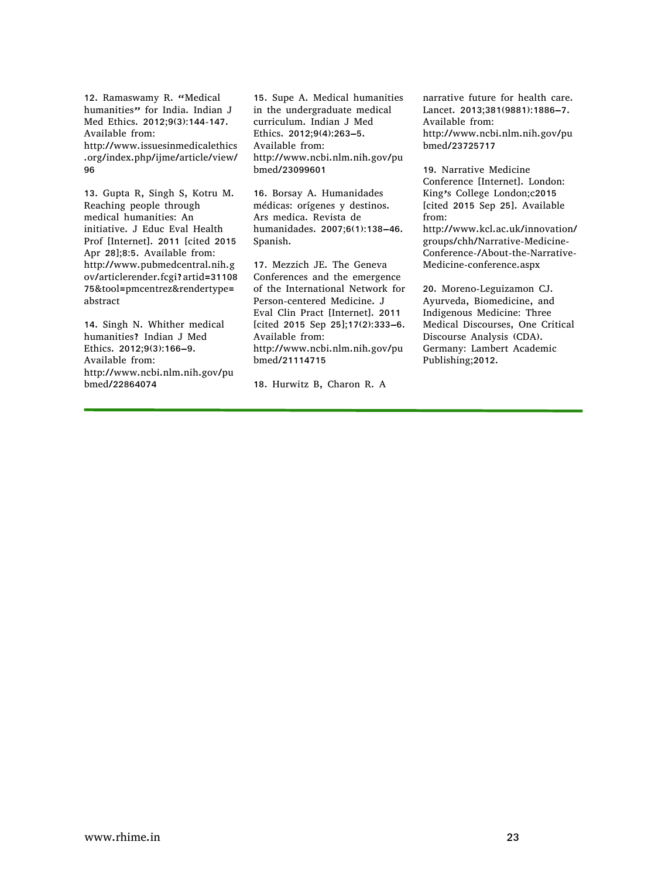12. Ramaswamy R. "Medical humanities" for India. Indian J Med Ethics. 2012;9(3):144-147. Available from: http://www.issuesinmedicalethics.org/index.php/ijme/article/view/96

13. Gupta R, Singh S, Kotru M. Reaching people through medical humanities: An initiative. J Educ Eval Health Prof [Internet]. 2011 [cited 2015 Apr 28];8:5. Available from: http://www.pubmedcentral.nih.gov/articlerender.fcgi?artid=3110875&tool=pmcentrez&rendertype=abstract

14. Singh N. Whither medical humanities? Indian J Med Ethics. 2012;9(3):166–9. Available from: http://www.ncbi.nlm.nih.gov/pubmed/22864074

15. Supe A. Medical humanities in the undergraduate medical curriculum. Indian J Med Ethics. 2012;9(4):263–5. Available from: http://www.ncbi.nlm.nih.gov/pubmed/23099601

16. Borsay A. Humanidades médicas: orígenes y destinos. Ars medica. Revista de humanidades. 2007;6(1):138–46. Spanish.

17. Mezzich JE. The Geneva Conferences and the emergence of the International Network for Person-centered Medicine. J Eval Clin Pract [Internet]. 2011 [cited 2015 Sep 25];17(2):333–6. Available from: http://www.ncbi.nlm.nih.gov/pubmed/21114715

18. Hurwitz B, Charon R. A narrative future for health care. Lancet. 2013;381(9881):1886–7. Available from: http://www.ncbi.nlm.nih.gov/pubmed/23725717

19. Narrative Medicine Conference [Internet]. London: King's College London;c2015 [cited 2015 Sep 25]. Available from: http://www.kcl.ac.uk/innovation/groups/chh/Narrative-Medicine-Conference-/About-the-Narrative-Medicine-conference.aspx

20. Moreno-Leguizamon CJ. Ayurveda, Biomedicine, and Indigenous Medicine: Three Medical Discourses, One Critical Discourse Analysis (CDA). Germany: Lambert Academic Publishing;2012.